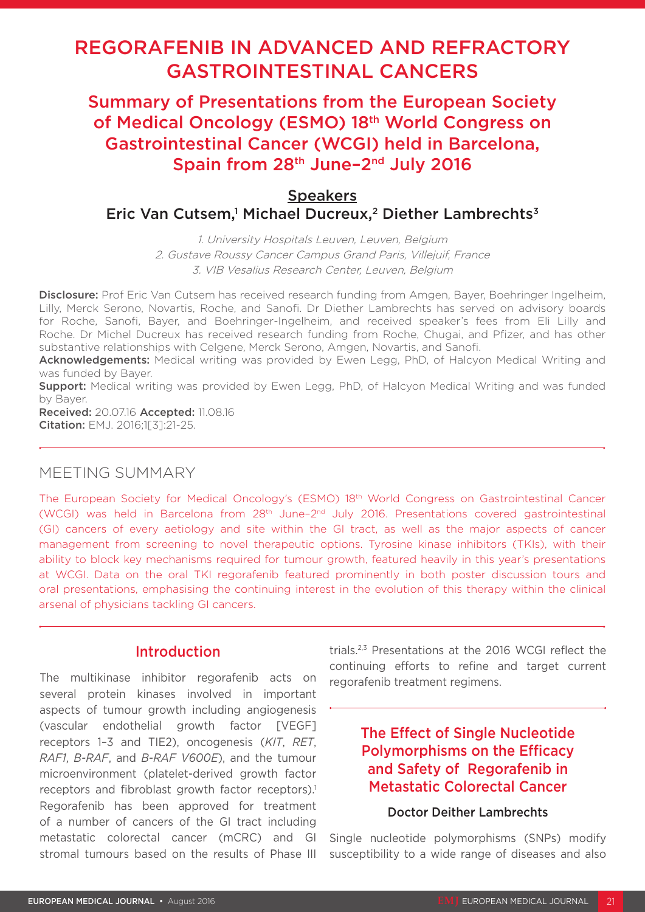# REGORAFENIB IN ADVANCED AND REFRACTORY GASTROINTESTINAL CANCERS

## Summary of Presentations from the European Society of Medical Oncology (ESMO) 18th World Congress on Gastrointestinal Cancer (WCGI) held in Barcelona, Spain from 28th June–2nd July 2016

**Speakers**

**Eric Van Cutsem,[1] Michael Ducreux,[2] Diether Lambrechts[3]**

*1. University Hospitals Leuven, Leuven, Belgium*
*2. Gustave Roussy Cancer Campus Grand Paris, Villejuif, France*
*3. VIB Vesalius Research Center, Leuven, Belgium*

**Disclosure:** Prof Eric Van Cutsem has received research funding from Amgen, Bayer, Boehringer Ingelheim, Lilly, Merck Serono, Novartis, Roche, and Sanofi. Dr Diether Lambrechts has served on advisory boards for Roche, Sanofi, Bayer, and Boehringer-Ingelheim, and received speaker's fees from Eli Lilly and Roche. Dr Michel Ducreux has received research funding from Roche, Chugai, and Pfizer, and has other substantive relationships with Celgene, Merck Serono, Amgen, Novartis, and Sanofi.
**Acknowledgements:** Medical writing was provided by Ewen Legg, PhD, of Halcyon Medical Writing and was funded by Bayer.
**Support:** Medical writing was provided by Ewen Legg, PhD, of Halcyon Medical Writing and was funded by Bayer.
**Received:** 20.07.16 **Accepted:** 11.08.16
**Citation:** EMJ. 2016;1[3]:21-25.

## MEETING SUMMARY

The European Society for Medical Oncology's (ESMO) 18th World Congress on Gastrointestinal Cancer (WCGI) was held in Barcelona from 28th June–2nd July 2016. Presentations covered gastrointestinal (GI) cancers of every aetiology and site within the GI tract, as well as the major aspects of cancer management from screening to novel therapeutic options. Tyrosine kinase inhibitors (TKIs), with their ability to block key mechanisms required for tumour growth, featured heavily in this year's presentations at WCGI. Data on the oral TKI regorafenib featured prominently in both poster discussion tours and oral presentations, emphasising the continuing interest in the evolution of this therapy within the clinical arsenal of physicians tackling GI cancers.

## Introduction

The multikinase inhibitor regorafenib acts on several protein kinases involved in important aspects of tumour growth including angiogenesis (vascular endothelial growth factor [VEGF] receptors 1–3 and TIE2), oncogenesis (*KIT*, *RET*, *RAF1*, *B-RAF*, and *B-RAF V600E*), and the tumour microenvironment (platelet-derived growth factor receptors and fibroblast growth factor receptors).[1] Regorafenib has been approved for treatment of a number of cancers of the GI tract including metastatic colorectal cancer (mCRC) and GI stromal tumours based on the results of Phase III trials.[2,3] Presentations at the 2016 WCGI reflect the continuing efforts to refine and target current regorafenib treatment regimens.

## The Effect of Single Nucleotide Polymorphisms on the Efficacy and Safety of Regorafenib in Metastatic Colorectal Cancer

### Doctor Deither Lambrechts

Single nucleotide polymorphisms (SNPs) modify susceptibility to a wide range of diseases and also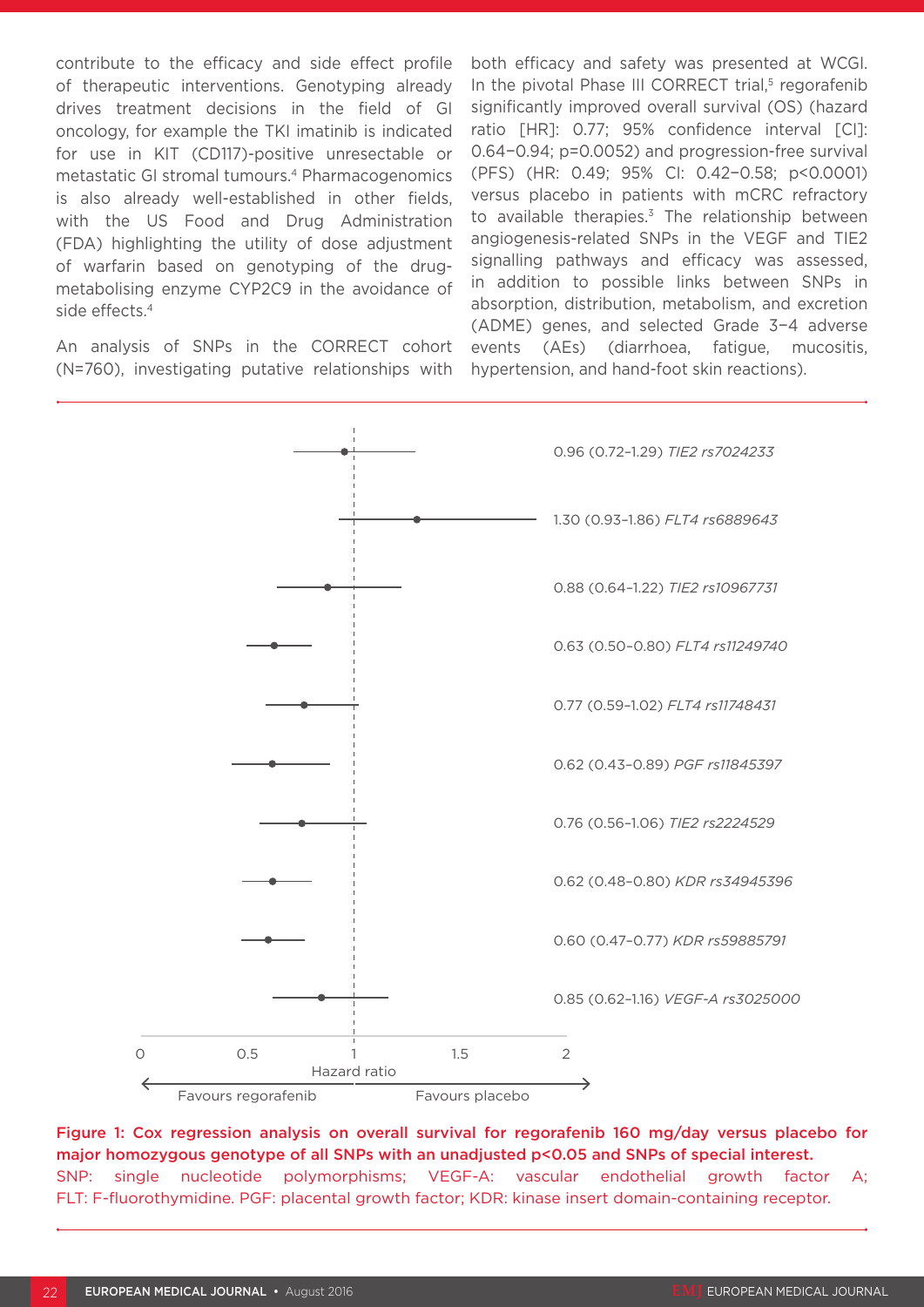contribute to the efficacy and side effect profile of therapeutic interventions. Genotyping already drives treatment decisions in the field of GI oncology, for example the TKI imatinib is indicated for use in KIT (CD117)-positive unresectable or metastatic GI stromal tumours.[4] Pharmacogenomics is also already well-established in other fields, with the US Food and Drug Administration (FDA) highlighting the utility of dose adjustment of warfarin based on genotyping of the drug-metabolising enzyme CYP2C9 in the avoidance of side effects.[4]

An analysis of SNPs in the CORRECT cohort (N=760), investigating putative relationships with both efficacy and safety was presented at WCGI. In the pivotal Phase III CORRECT trial,[5] regorafenib significantly improved overall survival (OS) (hazard ratio [HR]: 0.77; 95% confidence interval [CI]: 0.64–0.94; p=0.0052) and progression-free survival (PFS) (HR: 0.49; 95% CI: 0.42–0.58; p<0.0001) versus placebo in patients with mCRC refractory to available therapies.[3] The relationship between angiogenesis-related SNPs in the VEGF and TIE2 signalling pathways and efficacy was assessed, in addition to possible links between SNPs in absorption, distribution, metabolism, and excretion (ADME) genes, and selected Grade 3–4 adverse events (AEs) (diarrhoea, fatigue, mucositis, hypertension, and hand-foot skin reactions).

| Hazard ratio (95% CI) | SNP |
|---|---|
| 0.96 (0.72–1.29) | *TIE2 rs7024233* |
| 1.30 (0.93–1.86) | *FLT4 rs6889643* |
| 0.88 (0.64–1.22) | *TIE2 rs10967731* |
| 0.63 (0.50–0.80) | *FLT4 rs11249740* |
| 0.77 (0.59–1.02) | *FLT4 rs11748431* |
| 0.62 (0.43–0.89) | *PGF rs11845397* |
| 0.76 (0.56–1.06) | *TIE2 rs2224529* |
| 0.62 (0.48–0.80) | *KDR rs34945396* |
| 0.60 (0.47–0.77) | *KDR rs59885791* |
| 0.85 (0.62–1.16) | *VEGF-A rs3025000* |

Hazard ratio (0–2): Favours regorafenib ← 1 → Favours placebo

**Figure 1: Cox regression analysis on overall survival for regorafenib 160 mg/day versus placebo for major homozygous genotype of all SNPs with an unadjusted p<0.05 and SNPs of special interest.**
SNP: single nucleotide polymorphisms; VEGF-A: vascular endothelial growth factor A; FLT: F-fluorothymidine. PGF: placental growth factor; KDR: kinase insert domain-containing receptor.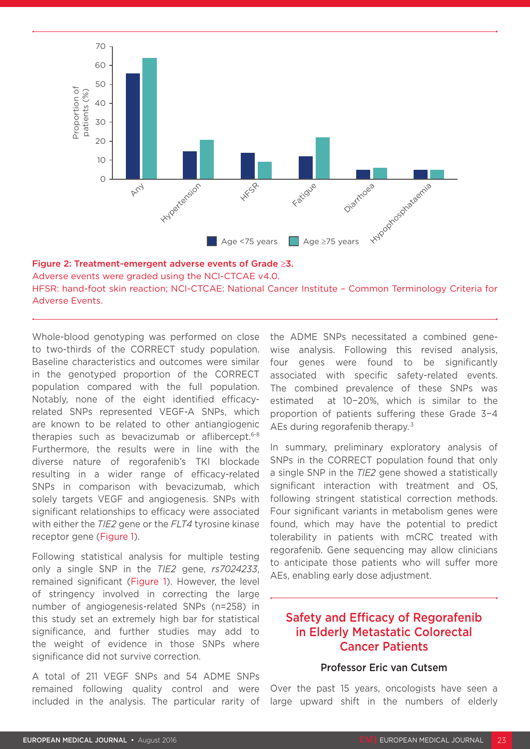Figure 2: Treatment-emergent adverse events of Grade ≥3.

Adverse events were graded using the NCI-CTCAE v4.0.

HFSR: hand-foot skin reaction; NCI-CTCAE: National Cancer Institute – Common Terminology Criteria for Adverse Events.

Whole-blood genotyping was performed on close to two-thirds of the CORRECT study population. Baseline characteristics and outcomes were similar in the genotyped proportion of the CORRECT population compared with the full population. Notably, none of the eight identified efficacy-related SNPs represented VEGF-A SNPs, which are known to be related to other antiangiogenic therapies such as bevacizumab or aflibercept.[6-8] Furthermore, the results were in line with the diverse nature of regorafenib's TKI blockade resulting in a wider range of efficacy-related SNPs in comparison with bevacizumab, which solely targets VEGF and angiogenesis. SNPs with significant relationships to efficacy were associated with either the *TIE2* gene or the *FLT4* tyrosine kinase receptor gene (Figure 1).

Following statistical analysis for multiple testing only a single SNP in the *TIE2* gene, *rs7024233*, remained significant (Figure 1). However, the level of stringency involved in correcting the large number of angiogenesis-related SNPs (n=258) in this study set an extremely high bar for statistical significance, and further studies may add to the weight of evidence in those SNPs where significance did not survive correction.

A total of 211 VEGF SNPs and 54 ADME SNPs remained following quality control and were included in the analysis. The particular rarity of the ADME SNPs necessitated a combined gene-wise analysis. Following this revised analysis, four genes were found to be significantly associated with specific safety-related events. The combined prevalence of these SNPs was estimated at 10–20%, which is similar to the proportion of patients suffering these Grade 3–4 AEs during regorafenib therapy.[3]

In summary, preliminary exploratory analysis of SNPs in the CORRECT population found that only a single SNP in the *TIE2* gene showed a statistically significant interaction with treatment and OS, following stringent statistical correction methods. Four significant variants in metabolism genes were found, which may have the potential to predict tolerability in patients with mCRC treated with regorafenib. Gene sequencing may allow clinicians to anticipate those patients who will suffer more AEs, enabling early dose adjustment.

## Safety and Efficacy of Regorafenib in Elderly Metastatic Colorectal Cancer Patients

### Professor Eric van Cutsem

Over the past 15 years, oncologists have seen a large upward shift in the numbers of elderly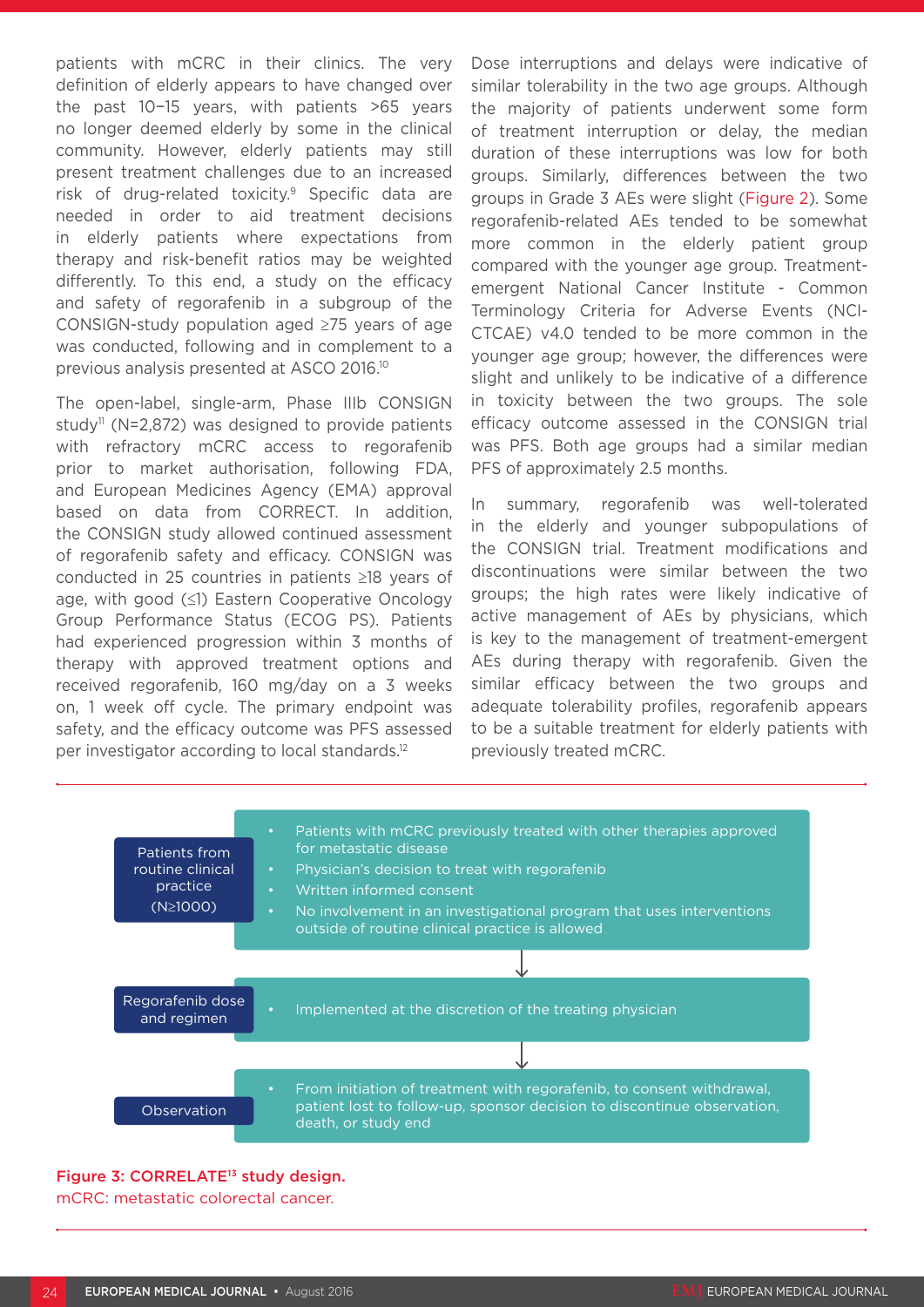patients with mCRC in their clinics. The very definition of elderly appears to have changed over the past 10–15 years, with patients >65 years no longer deemed elderly by some in the clinical community. However, elderly patients may still present treatment challenges due to an increased risk of drug-related toxicity.[9] Specific data are needed in order to aid treatment decisions in elderly patients where expectations from therapy and risk-benefit ratios may be weighted differently. To this end, a study on the efficacy and safety of regorafenib in a subgroup of the CONSIGN-study population aged ≥75 years of age was conducted, following and in complement to a previous analysis presented at ASCO 2016.[10]

The open-label, single-arm, Phase IIIb CONSIGN study[11] (N=2,872) was designed to provide patients with refractory mCRC access to regorafenib prior to market authorisation, following FDA, and European Medicines Agency (EMA) approval based on data from CORRECT. In addition, the CONSIGN study allowed continued assessment of regorafenib safety and efficacy. CONSIGN was conducted in 25 countries in patients ≥18 years of age, with good (≤1) Eastern Cooperative Oncology Group Performance Status (ECOG PS). Patients had experienced progression within 3 months of therapy with approved treatment options and received regorafenib, 160 mg/day on a 3 weeks on, 1 week off cycle. The primary endpoint was safety, and the efficacy outcome was PFS assessed per investigator according to local standards.[12]

Dose interruptions and delays were indicative of similar tolerability in the two age groups. Although the majority of patients underwent some form of treatment interruption or delay, the median duration of these interruptions was low for both groups. Similarly, differences between the two groups in Grade 3 AEs were slight (Figure 2). Some regorafenib-related AEs tended to be somewhat more common in the elderly patient group compared with the younger age group. Treatment-emergent National Cancer Institute - Common Terminology Criteria for Adverse Events (NCI-CTCAE) v4.0 tended to be more common in the younger age group; however, the differences were slight and unlikely to be indicative of a difference in toxicity between the two groups. The sole efficacy outcome assessed in the CONSIGN trial was PFS. Both age groups had a similar median PFS of approximately 2.5 months.

In summary, regorafenib was well-tolerated in the elderly and younger subpopulations of the CONSIGN trial. Treatment modifications and discontinuations were similar between the two groups; the high rates were likely indicative of active management of AEs by physicians, which is key to the management of treatment-emergent AEs during therapy with regorafenib. Given the similar efficacy between the two groups and adequate tolerability profiles, regorafenib appears to be a suitable treatment for elderly patients with previously treated mCRC.

**Patients from routine clinical practice (N≥1000)**
- Patients with mCRC previously treated with other therapies approved for metastatic disease
- Physician's decision to treat with regorafenib
- Written informed consent
- No involvement in an investigational program that uses interventions outside of routine clinical practice is allowed

↓

**Regorafenib dose and regimen**
- Implemented at the discretion of the treating physician

↓

**Observation**
- From initiation of treatment with regorafenib, to consent withdrawal, patient lost to follow-up, sponsor decision to discontinue observation, death, or study end

**Figure 3: CORRELATE[13] study design.**
mCRC: metastatic colorectal cancer.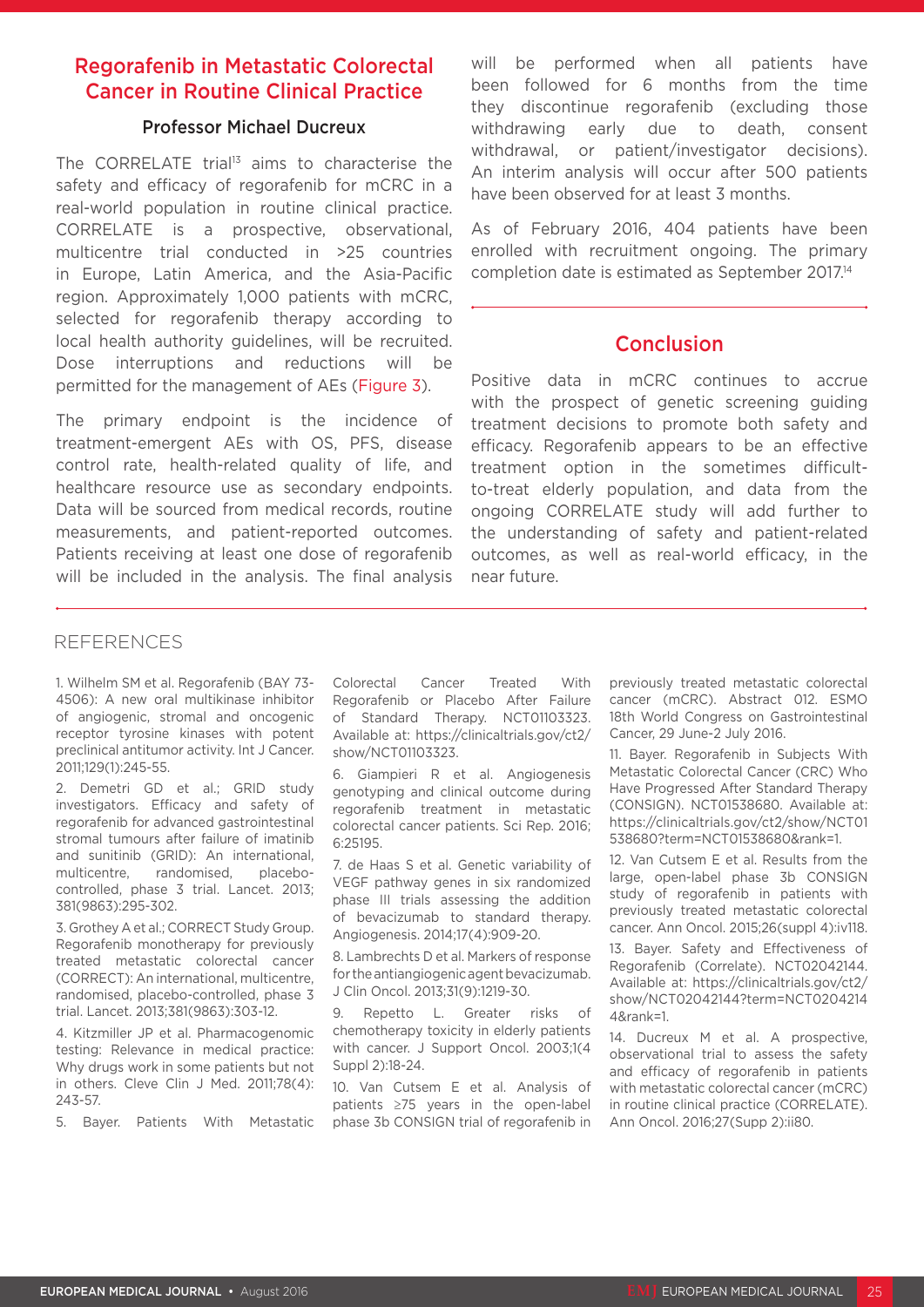## Regorafenib in Metastatic Colorectal Cancer in Routine Clinical Practice

### Professor Michael Ducreux

The CORRELATE trial[13] aims to characterise the safety and efficacy of regorafenib for mCRC in a real-world population in routine clinical practice. CORRELATE is a prospective, observational, multicentre trial conducted in >25 countries in Europe, Latin America, and the Asia-Pacific region. Approximately 1,000 patients with mCRC, selected for regorafenib therapy according to local health authority guidelines, will be recruited. Dose interruptions and reductions will be permitted for the management of AEs (Figure 3).

The primary endpoint is the incidence of treatment-emergent AEs with OS, PFS, disease control rate, health-related quality of life, and healthcare resource use as secondary endpoints. Data will be sourced from medical records, routine measurements, and patient-reported outcomes. Patients receiving at least one dose of regorafenib will be included in the analysis. The final analysis will be performed when all patients have been followed for 6 months from the time they discontinue regorafenib (excluding those withdrawing early due to death, consent withdrawal, or patient/investigator decisions). An interim analysis will occur after 500 patients have been observed for at least 3 months.

As of February 2016, 404 patients have been enrolled with recruitment ongoing. The primary completion date is estimated as September 2017.[14]

## Conclusion

Positive data in mCRC continues to accrue with the prospect of genetic screening guiding treatment decisions to promote both safety and efficacy. Regorafenib appears to be an effective treatment option in the sometimes difficult-to-treat elderly population, and data from the ongoing CORRELATE study will add further to the understanding of safety and patient-related outcomes, as well as real-world efficacy, in the near future.

## REFERENCES

1. Wilhelm SM et al. Regorafenib (BAY 73-4506): A new oral multikinase inhibitor of angiogenic, stromal and oncogenic receptor tyrosine kinases with potent preclinical antitumor activity. Int J Cancer. 2011;129(1):245-55.

2. Demetri GD et al.; GRID study investigators. Efficacy and safety of regorafenib for advanced gastrointestinal stromal tumours after failure of imatinib and sunitinib (GRID): An international, multicentre, randomised, placebo-controlled, phase 3 trial. Lancet. 2013; 381(9863):295-302.

3. Grothey A et al.; CORRECT Study Group. Regorafenib monotherapy for previously treated metastatic colorectal cancer (CORRECT): An international, multicentre, randomised, placebo-controlled, phase 3 trial. Lancet. 2013;381(9863):303-12.

4. Kitzmiller JP et al. Pharmacogenomic testing: Relevance in medical practice: Why drugs work in some patients but not in others. Cleve Clin J Med. 2011;78(4): 243-57.

5. Bayer. Patients With Metastatic Colorectal Cancer Treated With Regorafenib or Placebo After Failure of Standard Therapy. NCT01103323. Available at: https://clinicaltrials.gov/ct2/show/NCT01103323.

6. Giampieri R et al. Angiogenesis genotyping and clinical outcome during regorafenib treatment in metastatic colorectal cancer patients. Sci Rep. 2016; 6:25195.

7. de Haas S et al. Genetic variability of VEGF pathway genes in six randomized phase III trials assessing the addition of bevacizumab to standard therapy. Angiogenesis. 2014;17(4):909-20.

8. Lambrechts D et al. Markers of response for the antiangiogenic agent bevacizumab. J Clin Oncol. 2013;31(9):1219-30.

9. Repetto L. Greater risks of chemotherapy toxicity in elderly patients with cancer. J Support Oncol. 2003;1(4 Suppl 2):18-24.

10. Van Cutsem E et al. Analysis of patients ≥75 years in the open-label phase 3b CONSIGN trial of regorafenib in previously treated metastatic colorectal cancer (mCRC). Abstract 012. ESMO 18th World Congress on Gastrointestinal Cancer, 29 June-2 July 2016.

11. Bayer. Regorafenib in Subjects With Metastatic Colorectal Cancer (CRC) Who Have Progressed After Standard Therapy (CONSIGN). NCT01538680. Available at: https://clinicaltrials.gov/ct2/show/NCT01538680?term=NCT01538680&rank=1.

12. Van Cutsem E et al. Results from the large, open-label phase 3b CONSIGN study of regorafenib in patients with previously treated metastatic colorectal cancer. Ann Oncol. 2015;26(suppl 4):iv118.

13. Bayer. Safety and Effectiveness of Regorafenib (Correlate). NCT02042144. Available at: https://clinicaltrials.gov/ct2/show/NCT02042144?term=NCT02042144&rank=1.

14. Ducreux M et al. A prospective, observational trial to assess the safety and efficacy of regorafenib in patients with metastatic colorectal cancer (mCRC) in routine clinical practice (CORRELATE). Ann Oncol. 2016;27(Supp 2):ii80.